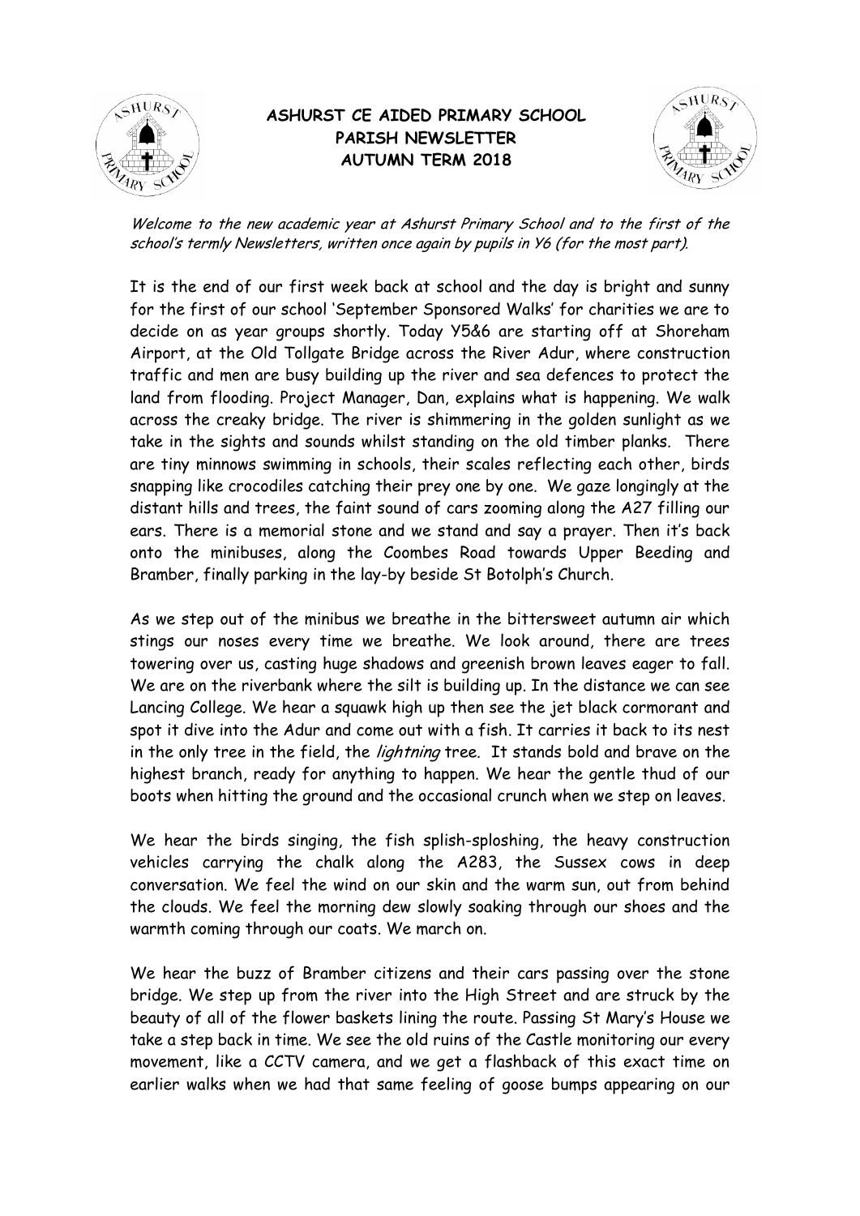# ASHURST CE AIDED PRIMARY SCHOOL
## PARISH NEWSLETTER
## AUTUMN TERM 2018

*Welcome to the new academic year at Ashurst Primary School and to the first of the school's termly Newsletters, written once again by pupils in Y6 (for the most part).*

It is the end of our first week back at school and the day is bright and sunny for the first of our school 'September Sponsored Walks' for charities we are to decide on as year groups shortly. Today Y5&6 are starting off at Shoreham Airport, at the Old Tollgate Bridge across the River Adur, where construction traffic and men are busy building up the river and sea defences to protect the land from flooding. Project Manager, Dan, explains what is happening. We walk across the creaky bridge. The river is shimmering in the golden sunlight as we take in the sights and sounds whilst standing on the old timber planks. There are tiny minnows swimming in schools, their scales reflecting each other, birds snapping like crocodiles catching their prey one by one. We gaze longingly at the distant hills and trees, the faint sound of cars zooming along the A27 filling our ears. There is a memorial stone and we stand and say a prayer. Then it's back onto the minibuses, along the Coombes Road towards Upper Beeding and Bramber, finally parking in the lay-by beside St Botolph's Church.

As we step out of the minibus we breathe in the bittersweet autumn air which stings our noses every time we breathe. We look around, there are trees towering over us, casting huge shadows and greenish brown leaves eager to fall. We are on the riverbank where the silt is building up. In the distance we can see Lancing College. We hear a squawk high up then see the jet black cormorant and spot it dive into the Adur and come out with a fish. It carries it back to its nest in the only tree in the field, the *lightning* tree. It stands bold and brave on the highest branch, ready for anything to happen. We hear the gentle thud of our boots when hitting the ground and the occasional crunch when we step on leaves.

We hear the birds singing, the fish splish-sploshing, the heavy construction vehicles carrying the chalk along the A283, the Sussex cows in deep conversation. We feel the wind on our skin and the warm sun, out from behind the clouds. We feel the morning dew slowly soaking through our shoes and the warmth coming through our coats. We march on.

We hear the buzz of Bramber citizens and their cars passing over the stone bridge. We step up from the river into the High Street and are struck by the beauty of all of the flower baskets lining the route. Passing St Mary's House we take a step back in time. We see the old ruins of the Castle monitoring our every movement, like a CCTV camera, and we get a flashback of this exact time on earlier walks when we had that same feeling of goose bumps appearing on our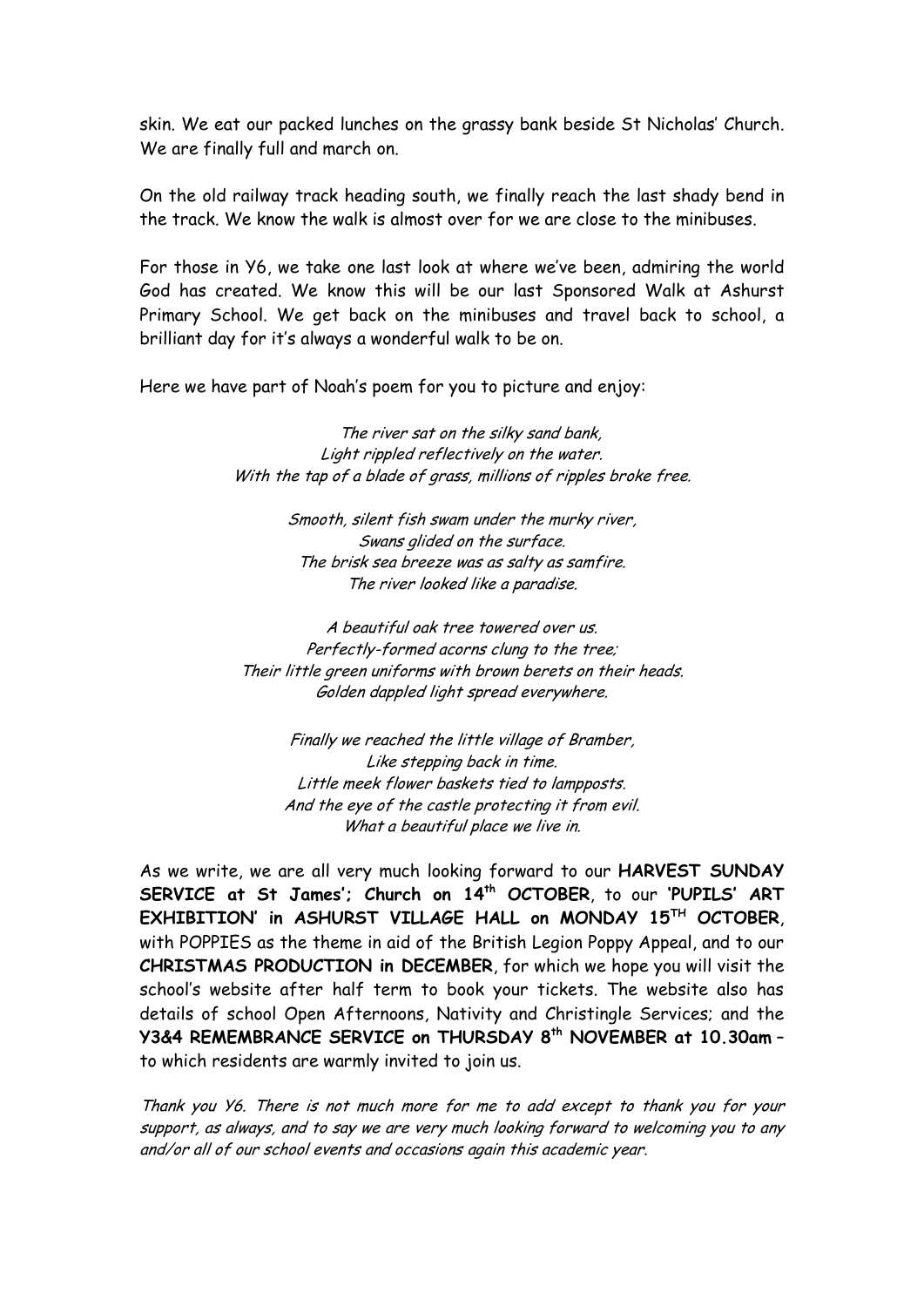skin. We eat our packed lunches on the grassy bank beside St Nicholas' Church. We are finally full and march on.

On the old railway track heading south, we finally reach the last shady bend in the track. We know the walk is almost over for we are close to the minibuses.

For those in Y6, we take one last look at where we've been, admiring the world God has created. We know this will be our last Sponsored Walk at Ashurst Primary School. We get back on the minibuses and travel back to school, a brilliant day for it's always a wonderful walk to be on.

Here we have part of Noah's poem for you to picture and enjoy:

*The river sat on the silky sand bank,*
*Light rippled reflectively on the water.*
*With the tap of a blade of grass, millions of ripples broke free.*

*Smooth, silent fish swam under the murky river,*
*Swans glided on the surface.*
*The brisk sea breeze was as salty as samfire.*
*The river looked like a paradise.*

*A beautiful oak tree towered over us.*
*Perfectly-formed acorns clung to the tree;*
*Their little green uniforms with brown berets on their heads.*
*Golden dappled light spread everywhere.*

*Finally we reached the little village of Bramber,*
*Like stepping back in time.*
*Little meek flower baskets tied to lampposts.*
*And the eye of the castle protecting it from evil.*
*What a beautiful place we live in.*

As we write, we are all very much looking forward to our **HARVEST SUNDAY SERVICE at St James'; Church on 14th OCTOBER**, to our **'PUPILS' ART EXHIBITION' in ASHURST VILLAGE HALL on MONDAY 15TH OCTOBER**, with POPPIES as the theme in aid of the British Legion Poppy Appeal, and to our **CHRISTMAS PRODUCTION in DECEMBER**, for which we hope you will visit the school's website after half term to book your tickets. The website also has details of school Open Afternoons, Nativity and Christingle Services; and the **Y3&4 REMEMBRANCE SERVICE on THURSDAY 8th NOVEMBER at 10.30am** – to which residents are warmly invited to join us.

*Thank you Y6. There is not much more for me to add except to thank you for your support, as always, and to say we are very much looking forward to welcoming you to any and/or all of our school events and occasions again this academic year.*